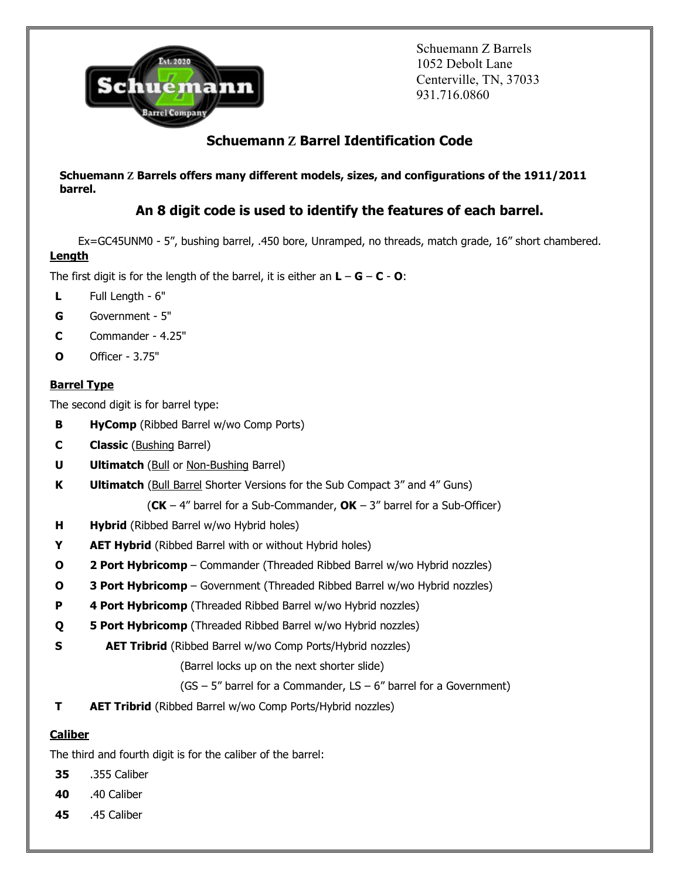Schuemann Z Barrels
1052 Debolt Lane
Centerville, TN, 37033
931.716.0860

# Schuemann Z Barrel Identification Code

**Schuemann Z Barrels offers many different models, sizes, and configurations of the 1911/2011 barrel.**

## An 8 digit code is used to identify the features of each barrel.

Ex=GC45UNM0 - 5", bushing barrel, .450 bore, Unramped, no threads, match grade, 16" short chambered.

**Length**

The first digit is for the length of the barrel, it is either an **L** – **G** – **C** - **O**:

- **L** Full Length - 6"
- **G** Government - 5"
- **C** Commander - 4.25"
- **O** Officer - 3.75"

**Barrel Type**

The second digit is for barrel type:

- **B** **HyComp** (Ribbed Barrel w/wo Comp Ports)
- **C** **Classic** (Bushing Barrel)
- **U** **Ultimatch** (Bull or Non-Bushing Barrel)
- **K** **Ultimatch** (Bull Barrel Shorter Versions for the Sub Compact 3" and 4" Guns)
  (**CK** – 4" barrel for a Sub-Commander, **OK** – 3" barrel for a Sub-Officer)
- **H** **Hybrid** (Ribbed Barrel w/wo Hybrid holes)
- **Y** **AET Hybrid** (Ribbed Barrel with or without Hybrid holes)
- **O** **2 Port Hybricomp** – Commander (Threaded Ribbed Barrel w/wo Hybrid nozzles)
- **O** **3 Port Hybricomp** – Government (Threaded Ribbed Barrel w/wo Hybrid nozzles)
- **P** **4 Port Hybricomp** (Threaded Ribbed Barrel w/wo Hybrid nozzles)
- **Q** **5 Port Hybricomp** (Threaded Ribbed Barrel w/wo Hybrid nozzles)
- **S** **AET Tribrid** (Ribbed Barrel w/wo Comp Ports/Hybrid nozzles)
  (Barrel locks up on the next shorter slide)
  (GS – 5" barrel for a Commander, LS – 6" barrel for a Government)
- **T** **AET Tribrid** (Ribbed Barrel w/wo Comp Ports/Hybrid nozzles)

**Caliber**

The third and fourth digit is for the caliber of the barrel:

- **35** .355 Caliber
- **40** .40 Caliber
- **45** .45 Caliber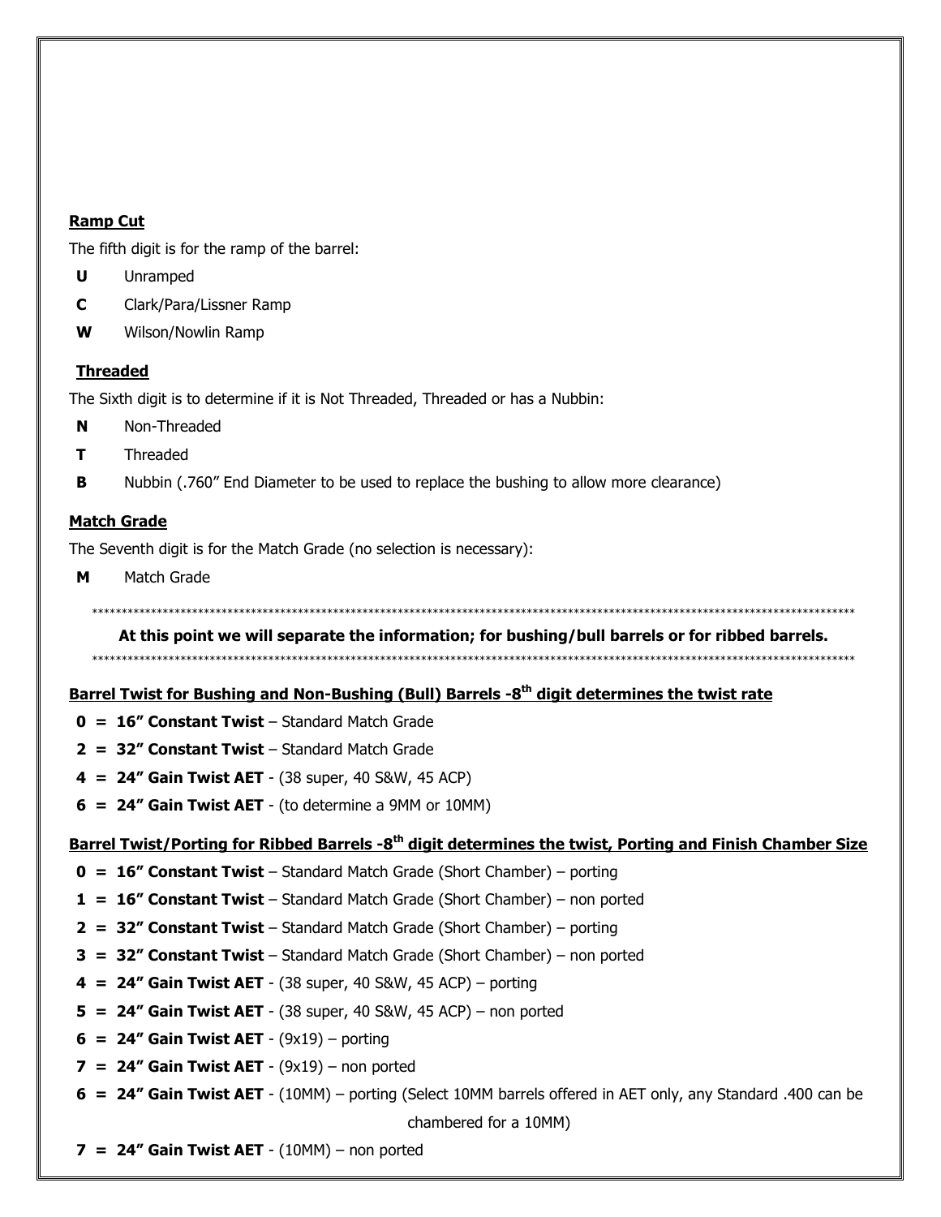**Ramp Cut**

The fifth digit is for the ramp of the barrel:

**U** Unramped

**C** Clark/Para/Lissner Ramp

**W** Wilson/Nowlin Ramp

**Threaded**

The Sixth digit is to determine if it is Not Threaded, Threaded or has a Nubbin:

**N** Non-Threaded

**T** Threaded

**B** Nubbin (.760" End Diameter to be used to replace the bushing to allow more clearance)

**Match Grade**

The Seventh digit is for the Match Grade (no selection is necessary):

**M** Match Grade

******************************************************************************************************************************

**At this point we will separate the information; for bushing/bull barrels or for ribbed barrels.**

******************************************************************************************************************************

**Barrel Twist for Bushing and Non-Bushing (Bull) Barrels -8th digit determines the twist rate**

**0 = 16" Constant Twist** – Standard Match Grade

**2 = 32" Constant Twist** – Standard Match Grade

**4 = 24" Gain Twist AET** - (38 super, 40 S&W, 45 ACP)

**6 = 24" Gain Twist AET** - (to determine a 9MM or 10MM)

**Barrel Twist/Porting for Ribbed Barrels -8th digit determines the twist, Porting and Finish Chamber Size**

**0 = 16" Constant Twist** – Standard Match Grade (Short Chamber) – porting

**1 = 16" Constant Twist** – Standard Match Grade (Short Chamber) – non ported

**2 = 32" Constant Twist** – Standard Match Grade (Short Chamber) – porting

**3 = 32" Constant Twist** – Standard Match Grade (Short Chamber) – non ported

**4 = 24" Gain Twist AET** - (38 super, 40 S&W, 45 ACP) – porting

**5 = 24" Gain Twist AET** - (38 super, 40 S&W, 45 ACP) – non ported

**6 = 24" Gain Twist AET** - (9x19) – porting

**7 = 24" Gain Twist AET** - (9x19) – non ported

**6 = 24" Gain Twist AET** - (10MM) – porting (Select 10MM barrels offered in AET only, any Standard .400 can be chambered for a 10MM)

**7 = 24" Gain Twist AET** - (10MM) – non ported